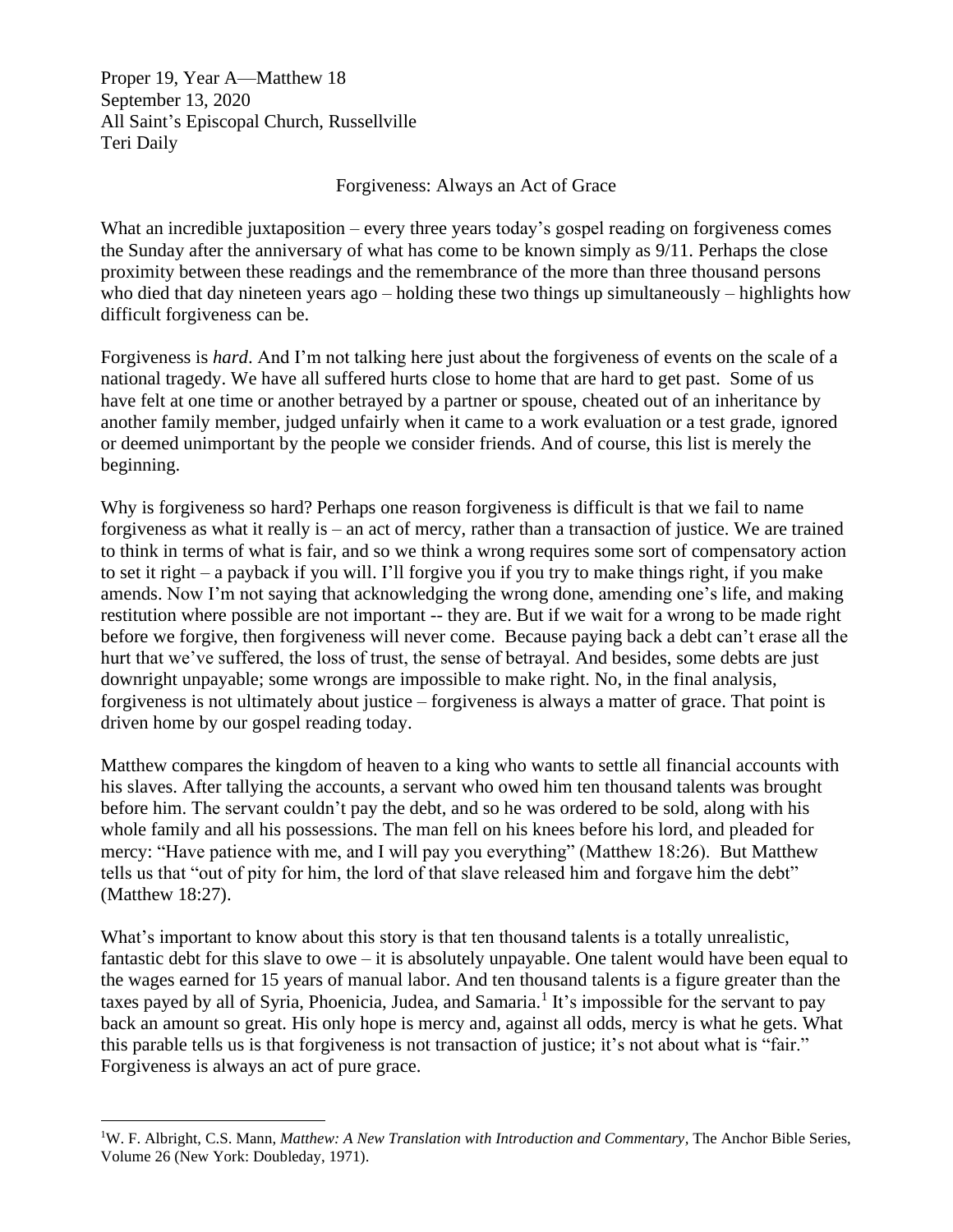Proper 19, Year A—Matthew 18
September 13, 2020
All Saint's Episcopal Church, Russellville
Teri Daily

## Forgiveness: Always an Act of Grace

What an incredible juxtaposition – every three years today's gospel reading on forgiveness comes the Sunday after the anniversary of what has come to be known simply as 9/11. Perhaps the close proximity between these readings and the remembrance of the more than three thousand persons who died that day nineteen years ago – holding these two things up simultaneously – highlights how difficult forgiveness can be.

Forgiveness is *hard*. And I'm not talking here just about the forgiveness of events on the scale of a national tragedy. We have all suffered hurts close to home that are hard to get past. Some of us have felt at one time or another betrayed by a partner or spouse, cheated out of an inheritance by another family member, judged unfairly when it came to a work evaluation or a test grade, ignored or deemed unimportant by the people we consider friends. And of course, this list is merely the beginning.

Why is forgiveness so hard? Perhaps one reason forgiveness is difficult is that we fail to name forgiveness as what it really is – an act of mercy, rather than a transaction of justice. We are trained to think in terms of what is fair, and so we think a wrong requires some sort of compensatory action to set it right – a payback if you will. I'll forgive you if you try to make things right, if you make amends. Now I'm not saying that acknowledging the wrong done, amending one's life, and making restitution where possible are not important -- they are. But if we wait for a wrong to be made right before we forgive, then forgiveness will never come. Because paying back a debt can't erase all the hurt that we've suffered, the loss of trust, the sense of betrayal. And besides, some debts are just downright unpayable; some wrongs are impossible to make right. No, in the final analysis, forgiveness is not ultimately about justice – forgiveness is always a matter of grace. That point is driven home by our gospel reading today.

Matthew compares the kingdom of heaven to a king who wants to settle all financial accounts with his slaves. After tallying the accounts, a servant who owed him ten thousand talents was brought before him. The servant couldn't pay the debt, and so he was ordered to be sold, along with his whole family and all his possessions. The man fell on his knees before his lord, and pleaded for mercy: "Have patience with me, and I will pay you everything" (Matthew 18:26). But Matthew tells us that "out of pity for him, the lord of that slave released him and forgave him the debt" (Matthew 18:27).

What's important to know about this story is that ten thousand talents is a totally unrealistic, fantastic debt for this slave to owe – it is absolutely unpayable. One talent would have been equal to the wages earned for 15 years of manual labor. And ten thousand talents is a figure greater than the taxes payed by all of Syria, Phoenicia, Judea, and Samaria.[1] It's impossible for the servant to pay back an amount so great. His only hope is mercy and, against all odds, mercy is what he gets. What this parable tells us is that forgiveness is not transaction of justice; it's not about what is "fair." Forgiveness is always an act of pure grace.

---

[1]W. F. Albright, C.S. Mann, *Matthew: A New Translation with Introduction and Commentary*, The Anchor Bible Series, Volume 26 (New York: Doubleday, 1971).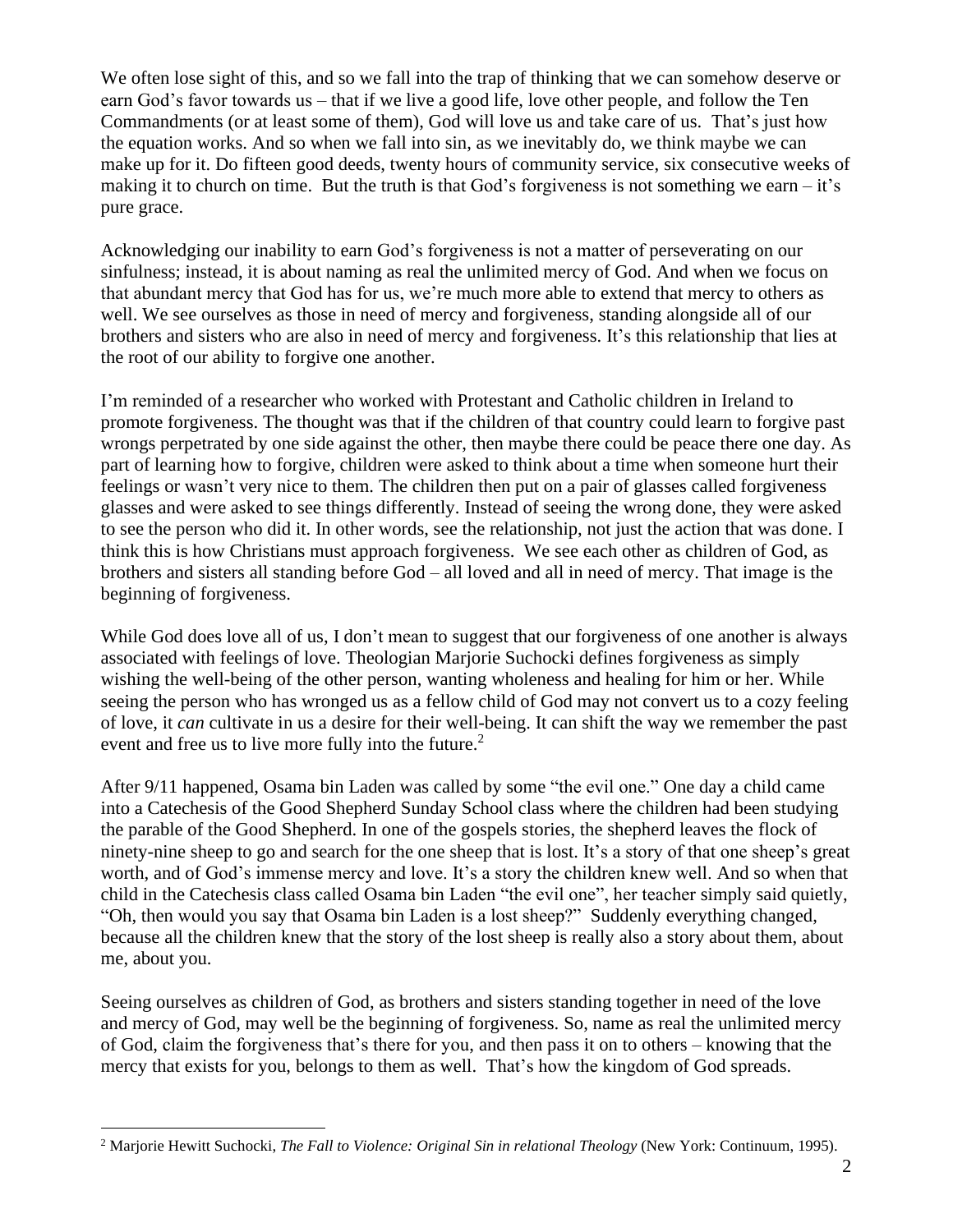We often lose sight of this, and so we fall into the trap of thinking that we can somehow deserve or earn God's favor towards us – that if we live a good life, love other people, and follow the Ten Commandments (or at least some of them), God will love us and take care of us. That's just how the equation works. And so when we fall into sin, as we inevitably do, we think maybe we can make up for it. Do fifteen good deeds, twenty hours of community service, six consecutive weeks of making it to church on time. But the truth is that God's forgiveness is not something we earn – it's pure grace.

Acknowledging our inability to earn God's forgiveness is not a matter of perseverating on our sinfulness; instead, it is about naming as real the unlimited mercy of God. And when we focus on that abundant mercy that God has for us, we're much more able to extend that mercy to others as well. We see ourselves as those in need of mercy and forgiveness, standing alongside all of our brothers and sisters who are also in need of mercy and forgiveness. It's this relationship that lies at the root of our ability to forgive one another.

I'm reminded of a researcher who worked with Protestant and Catholic children in Ireland to promote forgiveness. The thought was that if the children of that country could learn to forgive past wrongs perpetrated by one side against the other, then maybe there could be peace there one day. As part of learning how to forgive, children were asked to think about a time when someone hurt their feelings or wasn't very nice to them. The children then put on a pair of glasses called forgiveness glasses and were asked to see things differently. Instead of seeing the wrong done, they were asked to see the person who did it. In other words, see the relationship, not just the action that was done. I think this is how Christians must approach forgiveness. We see each other as children of God, as brothers and sisters all standing before God – all loved and all in need of mercy. That image is the beginning of forgiveness.

While God does love all of us, I don't mean to suggest that our forgiveness of one another is always associated with feelings of love. Theologian Marjorie Suchocki defines forgiveness as simply wishing the well-being of the other person, wanting wholeness and healing for him or her. While seeing the person who has wronged us as a fellow child of God may not convert us to a cozy feeling of love, it *can* cultivate in us a desire for their well-being. It can shift the way we remember the past event and free us to live more fully into the future.[2]

After 9/11 happened, Osama bin Laden was called by some "the evil one." One day a child came into a Catechesis of the Good Shepherd Sunday School class where the children had been studying the parable of the Good Shepherd. In one of the gospels stories, the shepherd leaves the flock of ninety-nine sheep to go and search for the one sheep that is lost. It's a story of that one sheep's great worth, and of God's immense mercy and love. It's a story the children knew well. And so when that child in the Catechesis class called Osama bin Laden "the evil one", her teacher simply said quietly, "Oh, then would you say that Osama bin Laden is a lost sheep?" Suddenly everything changed, because all the children knew that the story of the lost sheep is really also a story about them, about me, about you.

Seeing ourselves as children of God, as brothers and sisters standing together in need of the love and mercy of God, may well be the beginning of forgiveness. So, name as real the unlimited mercy of God, claim the forgiveness that's there for you, and then pass it on to others – knowing that the mercy that exists for you, belongs to them as well. That's how the kingdom of God spreads.

---

[2] Marjorie Hewitt Suchocki, *The Fall to Violence: Original Sin in relational Theology* (New York: Continuum, 1995).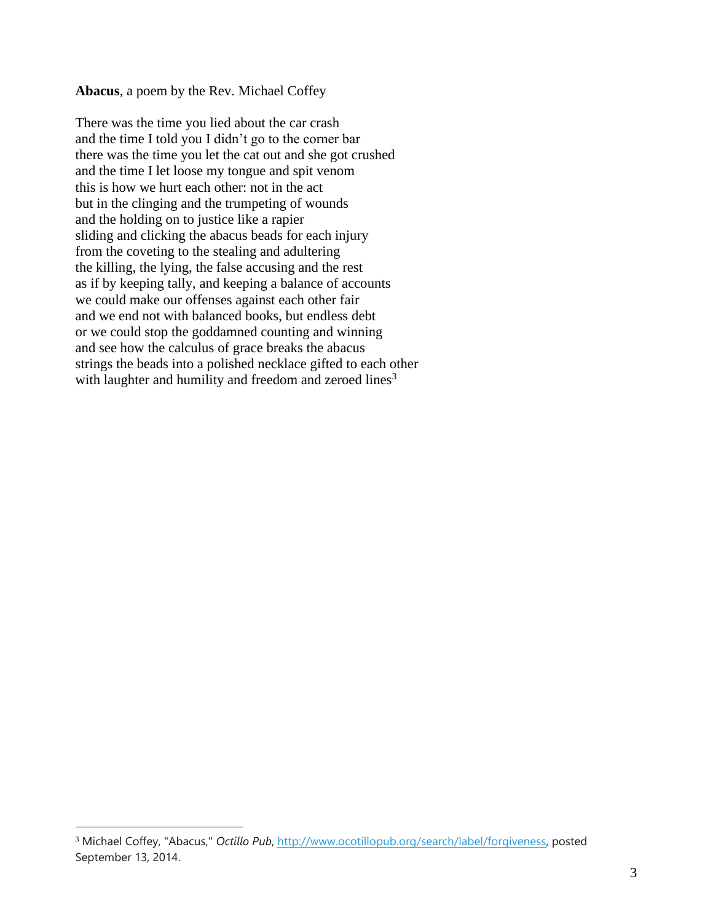**Abacus**, a poem by the Rev. Michael Coffey

There was the time you lied about the car crash  
and the time I told you I didn't go to the corner bar  
there was the time you let the cat out and she got crushed  
and the time I let loose my tongue and spit venom  
this is how we hurt each other: not in the act  
but in the clinging and the trumpeting of wounds  
and the holding on to justice like a rapier  
sliding and clicking the abacus beads for each injury  
from the coveting to the stealing and adultering  
the killing, the lying, the false accusing and the rest  
as if by keeping tally, and keeping a balance of accounts  
we could make our offenses against each other fair  
and we end not with balanced books, but endless debt  
or we could stop the goddamned counting and winning  
and see how the calculus of grace breaks the abacus  
strings the beads into a polished necklace gifted to each other  
with laughter and humility and freedom and zeroed lines[3]

---

[3] Michael Coffey, "Abacus," *Octillo Pub*, http://www.ocotillopub.org/search/label/forgiveness, posted September 13, 2014.